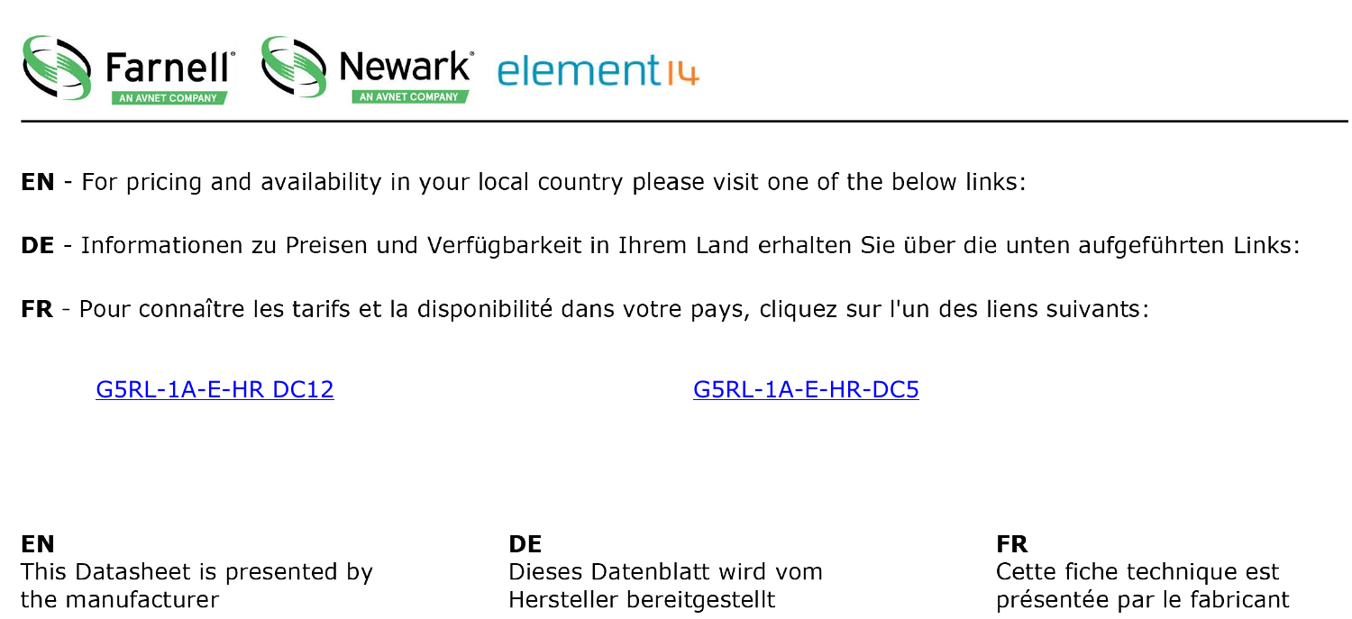**EN** - For pricing and availability in your local country please visit one of the below links:

**DE** - Informationen zu Preisen und Verfügbarkeit in Ihrem Land erhalten Sie über die unten aufgeführten Links:

**FR** - Pour connaître les tarifs et la disponibilité dans votre pays, cliquez sur l'un des liens suivants:

G5RL-1A-E-HR DC12

G5RL-1A-E-HR-DC5

**EN**
This Datasheet is presented by the manufacturer

**DE**
Dieses Datenblatt wird vom Hersteller bereitgestellt

**FR**
Cette fiche technique est présentée par le fabricant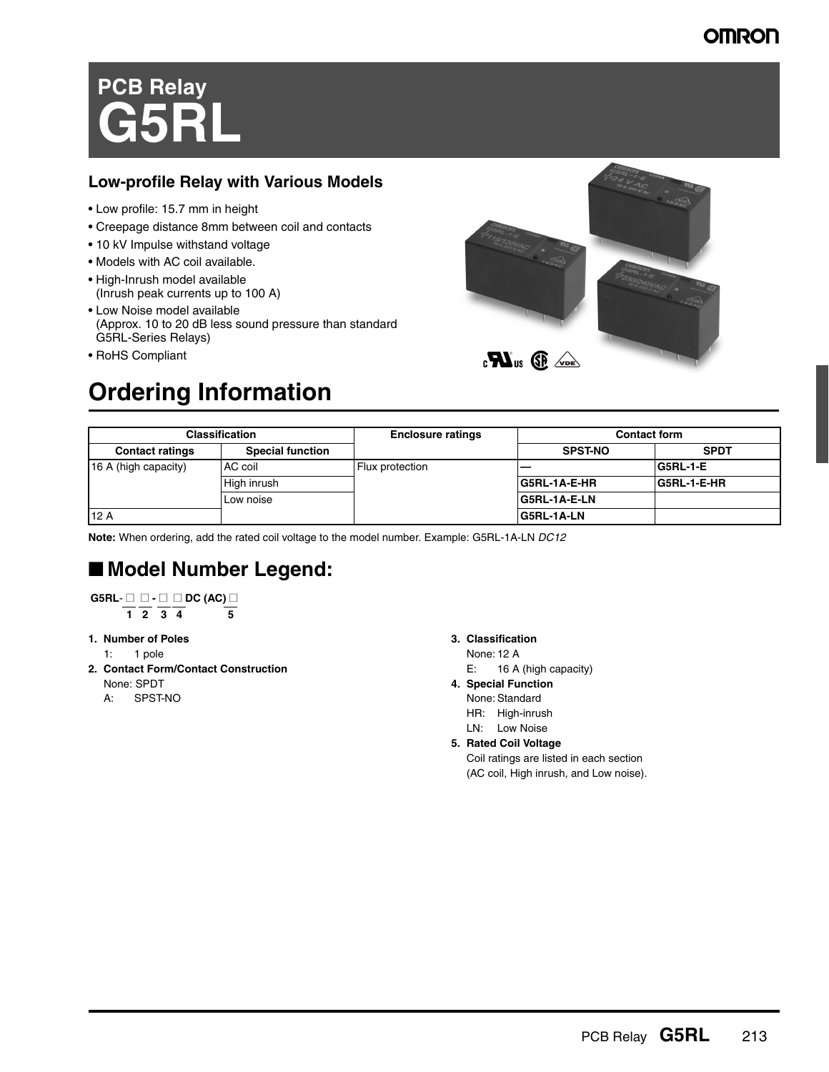# PCB Relay
# G5RL

## Low-profile Relay with Various Models

- Low profile: 15.7 mm in height
- Creepage distance 8mm between coil and contacts
- 10 kV Impulse withstand voltage
- Models with AC coil available.
- High-Inrush model available
  (Inrush peak currents up to 100 A)
- Low Noise model available
  (Approx. 10 to 20 dB less sound pressure than standard G5RL-Series Relays)
- RoHS Compliant

# Ordering Information

| Classification | | Enclosure ratings | Contact form | |
|---|---|---|---|---|
| Contact ratings | Special function | | SPST-NO | SPDT |
| 16 A (high capacity) | AC coil | Flux protection | — | **G5RL-1-E** |
| | High inrush | | **G5RL-1A-E-HR** | **G5RL-1-E-HR** |
| | Low noise | | **G5RL-1A-E-LN** | |
| 12 A | | | **G5RL-1A-LN** | |

**Note:** When ordering, add the rated coil voltage to the model number. Example: G5RL-1A-LN *DC12*

## ■ Model Number Legend:

```
G5RL-□ □-□ □ DC (AC)□
     1  2  3  4       5
```

1. **Number of Poles**
   1: 1 pole
2. **Contact Form/Contact Construction**
   None: SPDT
   A: SPST-NO
3. **Classification**
   None: 12 A
   E: 16 A (high capacity)
4. **Special Function**
   None: Standard
   HR: High-inrush
   LN: Low Noise
5. **Rated Coil Voltage**
   Coil ratings are listed in each section (AC coil, High inrush, and Low noise).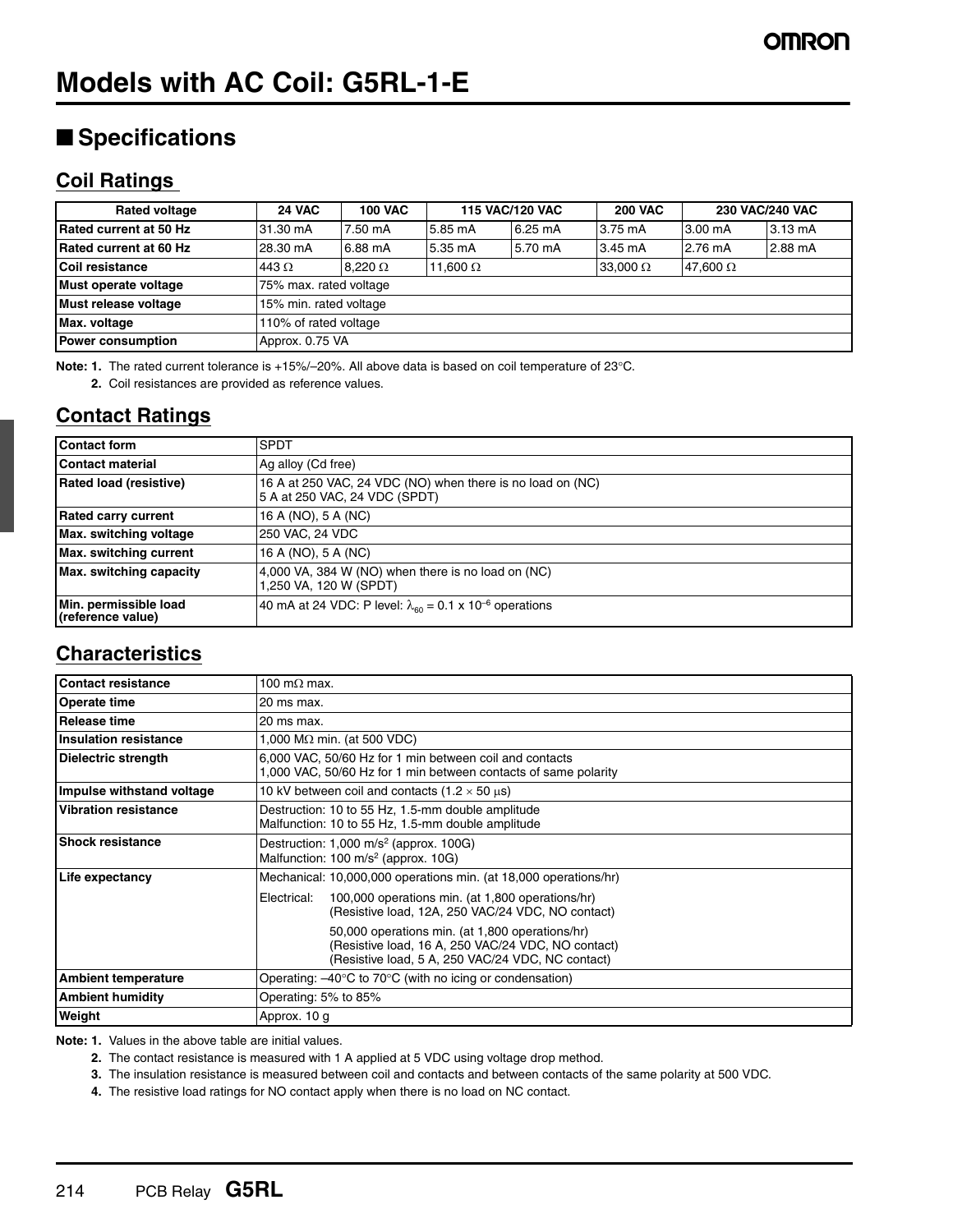# Models with AC Coil: G5RL-1-E

## ■ Specifications

### Coil Ratings

| Rated voltage | 24 VAC | 100 VAC | 115 VAC/120 VAC | | 200 VAC | 230 VAC/240 VAC | |
|---|---|---|---|---|---|---|---|
| Rated current at 50 Hz | 31.30 mA | 7.50 mA | 5.85 mA | 6.25 mA | 3.75 mA | 3.00 mA | 3.13 mA |
| Rated current at 60 Hz | 28.30 mA | 6.88 mA | 5.35 mA | 5.70 mA | 3.45 mA | 2.76 mA | 2.88 mA |
| Coil resistance | 443 Ω | 8,220 Ω | 11,600 Ω | | 33,000 Ω | 47,600 Ω | |
| Must operate voltage | 75% max. rated voltage | | | | | | |
| Must release voltage | 15% min. rated voltage | | | | | | |
| Max. voltage | 110% of rated voltage | | | | | | |
| Power consumption | Approx. 0.75 VA | | | | | | |

**Note: 1.** The rated current tolerance is +15%/–20%. All above data is based on coil temperature of 23°C.

**2.** Coil resistances are provided as reference values.

### Contact Ratings

| Contact form | SPDT |
|---|---|
| Contact material | Ag alloy (Cd free) |
| Rated load (resistive) | 16 A at 250 VAC, 24 VDC (NO) when there is no load on (NC)<br>5 A at 250 VAC, 24 VDC (SPDT) |
| Rated carry current | 16 A (NO), 5 A (NC) |
| Max. switching voltage | 250 VAC, 24 VDC |
| Max. switching current | 16 A (NO), 5 A (NC) |
| Max. switching capacity | 4,000 VA, 384 W (NO) when there is no load on (NC)<br>1,250 VA, 120 W (SPDT) |
| Min. permissible load (reference value) | 40 mA at 24 VDC: P level: $\lambda_{60} = 0.1 \times 10^{-6}$ operations |

### Characteristics

| Contact resistance | 100 mΩ max. |
|---|---|
| Operate time | 20 ms max. |
| Release time | 20 ms max. |
| Insulation resistance | 1,000 MΩ min. (at 500 VDC) |
| Dielectric strength | 6,000 VAC, 50/60 Hz for 1 min between coil and contacts<br>1,000 VAC, 50/60 Hz for 1 min between contacts of same polarity |
| Impulse withstand voltage | 10 kV between coil and contacts (1.2 × 50 μs) |
| Vibration resistance | Destruction: 10 to 55 Hz, 1.5-mm double amplitude<br>Malfunction: 10 to 55 Hz, 1.5-mm double amplitude |
| Shock resistance | Destruction: 1,000 m/s² (approx. 100G)<br>Malfunction: 100 m/s² (approx. 10G) |
| Life expectancy | Mechanical: 10,000,000 operations min. (at 18,000 operations/hr)<br>Electrical: 100,000 operations min. (at 1,800 operations/hr) (Resistive load, 12A, 250 VAC/24 VDC, NO contact)<br>50,000 operations min. (at 1,800 operations/hr) (Resistive load, 16 A, 250 VAC/24 VDC, NO contact) (Resistive load, 5 A, 250 VAC/24 VDC, NC contact) |
| Ambient temperature | Operating: –40°C to 70°C (with no icing or condensation) |
| Ambient humidity | Operating: 5% to 85% |
| Weight | Approx. 10 g |

**Note: 1.** Values in the above table are initial values.

**2.** The contact resistance is measured with 1 A applied at 5 VDC using voltage drop method.

**3.** The insulation resistance is measured between coil and contacts and between contacts of the same polarity at 500 VDC.

**4.** The resistive load ratings for NO contact apply when there is no load on NC contact.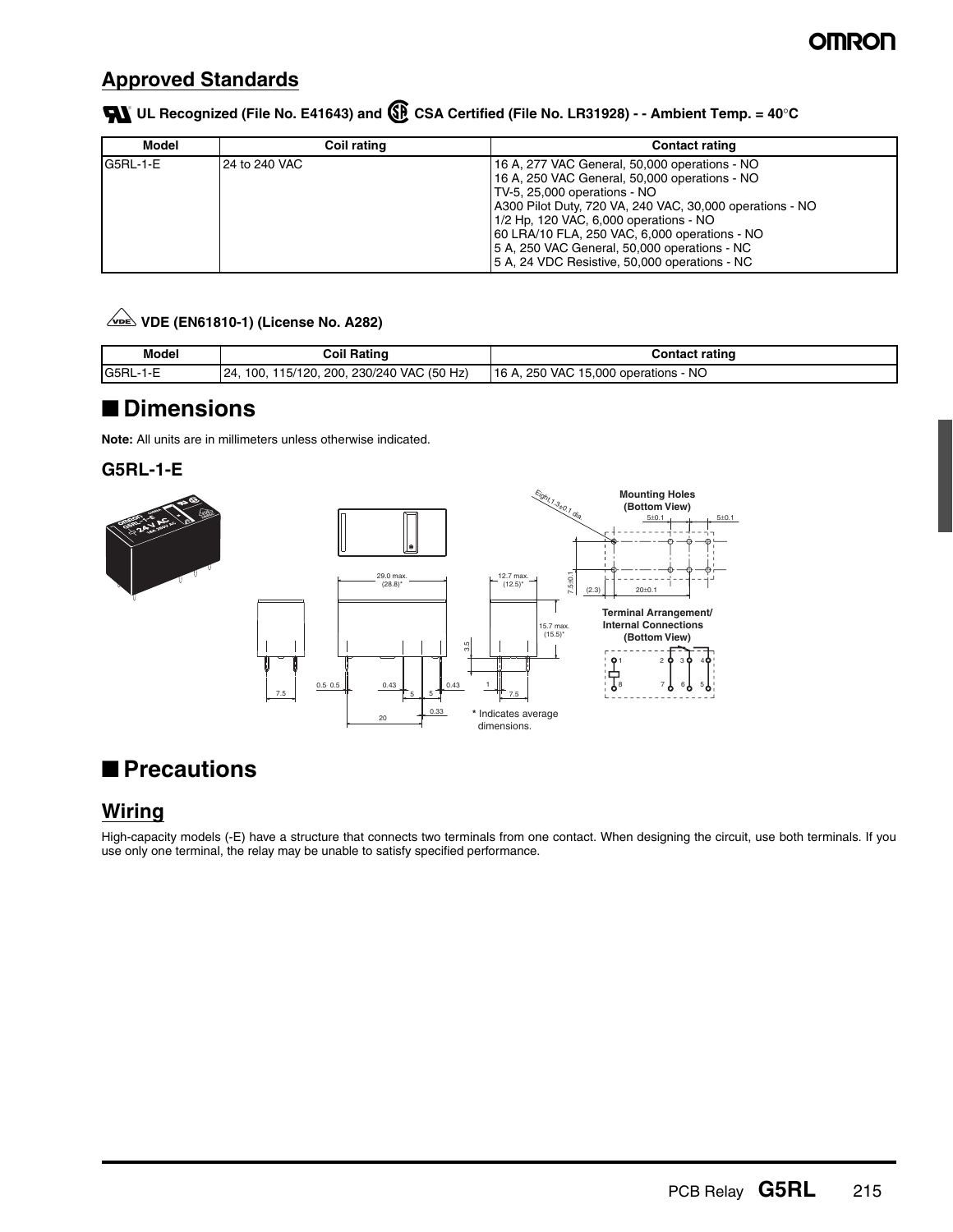## Approved Standards

**UL Recognized (File No. E41643) and CSA Certified (File No. LR31928) - - Ambient Temp. = 40°C**

| Model | Coil rating | Contact rating |
|---|---|---|
| G5RL-1-E | 24 to 240 VAC | 16 A, 277 VAC General, 50,000 operations - NO<br>16 A, 250 VAC General, 50,000 operations - NO<br>TV-5, 25,000 operations - NO<br>A300 Pilot Duty, 720 VA, 240 VAC, 30,000 operations - NO<br>1/2 Hp, 120 VAC, 6,000 operations - NO<br>60 LRA/10 FLA, 250 VAC, 6,000 operations - NO<br>5 A, 250 VAC General, 50,000 operations - NC<br>5 A, 24 VDC Resistive, 50,000 operations - NC |

**VDE (EN61810-1) (License No. A282)**

| Model | Coil Rating | Contact rating |
|---|---|---|
| G5RL-1-E | 24, 100, 115/120, 200, 230/240 VAC (50 Hz) | 16 A, 250 VAC 15,000 operations - NO |

# ■ Dimensions

**Note:** All units are in millimeters unless otherwise indicated.

### G5RL-1-E

Eight, 1.3±0.1 dia.

**Mounting Holes (Bottom View)**

5±0.1 5±0.1 7.5±0.1 (2.3) 20±0.1

29.0 max. (28.8)* 12.7 max. (12.5)* 15.7 max. (15.5)* 3.5

7.5 0.5 0.5 0.43 5 5 0.43 1 7.5 0.33 20

**Terminal Arrangement/ Internal Connections (Bottom View)**

1 2 3 4 8 7 6 5

\* Indicates average dimensions.

# ■ Precautions

## Wiring

High-capacity models (-E) have a structure that connects two terminals from one contact. When designing the circuit, use both terminals. If you use only one terminal, the relay may be unable to satisfy specified performance.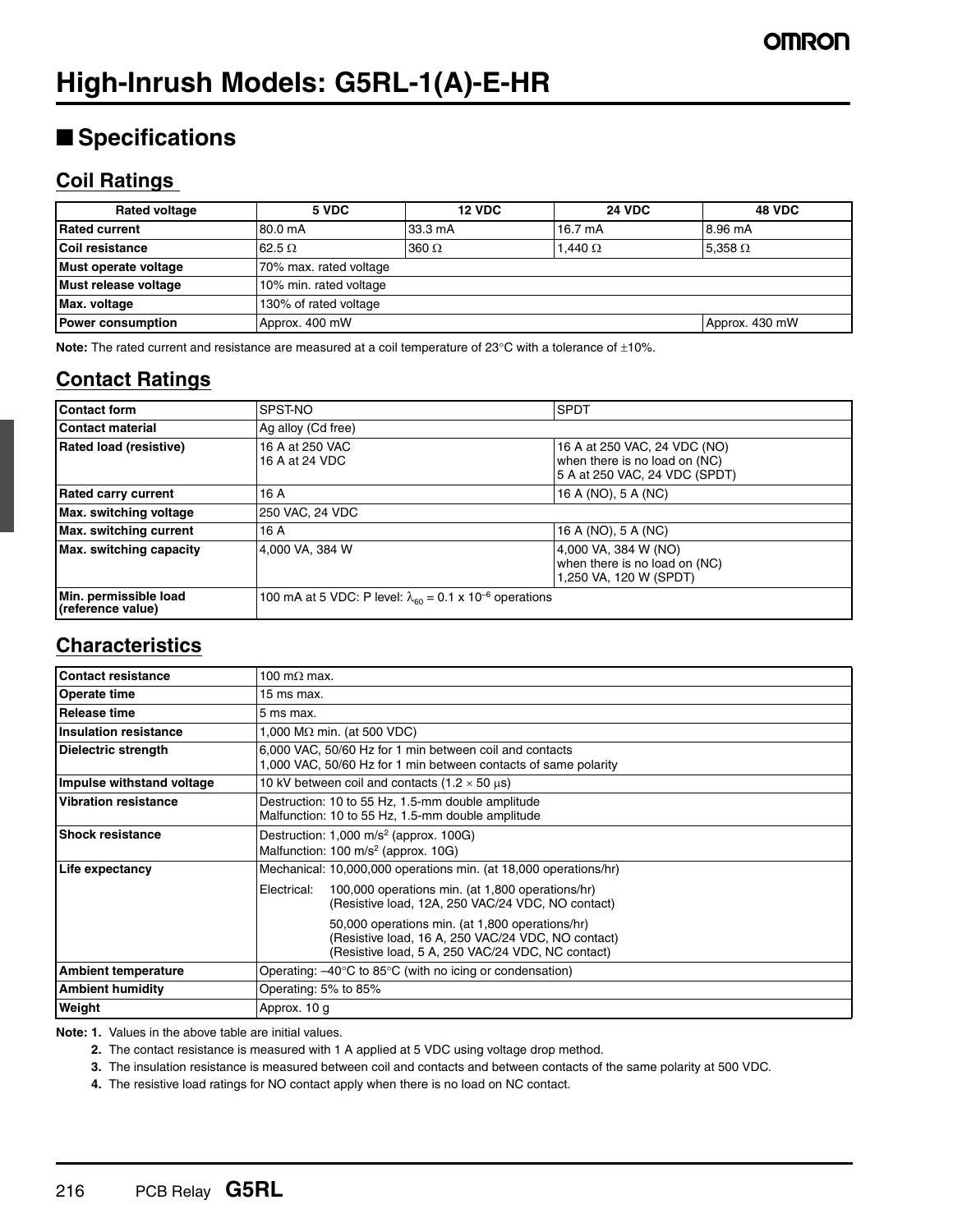# High-Inrush Models: G5RL-1(A)-E-HR

## ■ Specifications

### Coil Ratings

| Rated voltage | 5 VDC | 12 VDC | 24 VDC | 48 VDC |
|---|---|---|---|---|
| Rated current | 80.0 mA | 33.3 mA | 16.7 mA | 8.96 mA |
| Coil resistance | 62.5 Ω | 360 Ω | 1,440 Ω | 5,358 Ω |
| Must operate voltage | 70% max. rated voltage | | | |
| Must release voltage | 10% min. rated voltage | | | |
| Max. voltage | 130% of rated voltage | | | |
| Power consumption | Approx. 400 mW | | | Approx. 430 mW |

**Note:** The rated current and resistance are measured at a coil temperature of 23°C with a tolerance of ±10%.

### Contact Ratings

| Contact form | SPST-NO | SPDT |
|---|---|---|
| Contact material | Ag alloy (Cd free) | |
| Rated load (resistive) | 16 A at 250 VAC<br>16 A at 24 VDC | 16 A at 250 VAC, 24 VDC (NO)<br>when there is no load on (NC)<br>5 A at 250 VAC, 24 VDC (SPDT) |
| Rated carry current | 16 A | 16 A (NO), 5 A (NC) |
| Max. switching voltage | 250 VAC, 24 VDC | |
| Max. switching current | 16 A | 16 A (NO), 5 A (NC) |
| Max. switching capacity | 4,000 VA, 384 W | 4,000 VA, 384 W (NO)<br>when there is no load on (NC)<br>1,250 VA, 120 W (SPDT) |
| Min. permissible load (reference value) | 100 mA at 5 VDC: P level: $\lambda_{60} = 0.1 \times 10^{-6}$ operations | |

### Characteristics

| Contact resistance | 100 mΩ max. |
|---|---|
| Operate time | 15 ms max. |
| Release time | 5 ms max. |
| Insulation resistance | 1,000 MΩ min. (at 500 VDC) |
| Dielectric strength | 6,000 VAC, 50/60 Hz for 1 min between coil and contacts<br>1,000 VAC, 50/60 Hz for 1 min between contacts of same polarity |
| Impulse withstand voltage | 10 kV between coil and contacts (1.2 × 50 μs) |
| Vibration resistance | Destruction: 10 to 55 Hz, 1.5-mm double amplitude<br>Malfunction: 10 to 55 Hz, 1.5-mm double amplitude |
| Shock resistance | Destruction: 1,000 m/s² (approx. 100G)<br>Malfunction: 100 m/s² (approx. 10G) |
| Life expectancy | Mechanical: 10,000,000 operations min. (at 18,000 operations/hr)<br>Electrical: 100,000 operations min. (at 1,800 operations/hr) (Resistive load, 12A, 250 VAC/24 VDC, NO contact)<br>50,000 operations min. (at 1,800 operations/hr) (Resistive load, 16 A, 250 VAC/24 VDC, NO contact) (Resistive load, 5 A, 250 VAC/24 VDC, NC contact) |
| Ambient temperature | Operating: –40°C to 85°C (with no icing or condensation) |
| Ambient humidity | Operating: 5% to 85% |
| Weight | Approx. 10 g |

**Note: 1.** Values in the above table are initial values.

**2.** The contact resistance is measured with 1 A applied at 5 VDC using voltage drop method.

**3.** The insulation resistance is measured between coil and contacts and between contacts of the same polarity at 500 VDC.

**4.** The resistive load ratings for NO contact apply when there is no load on NC contact.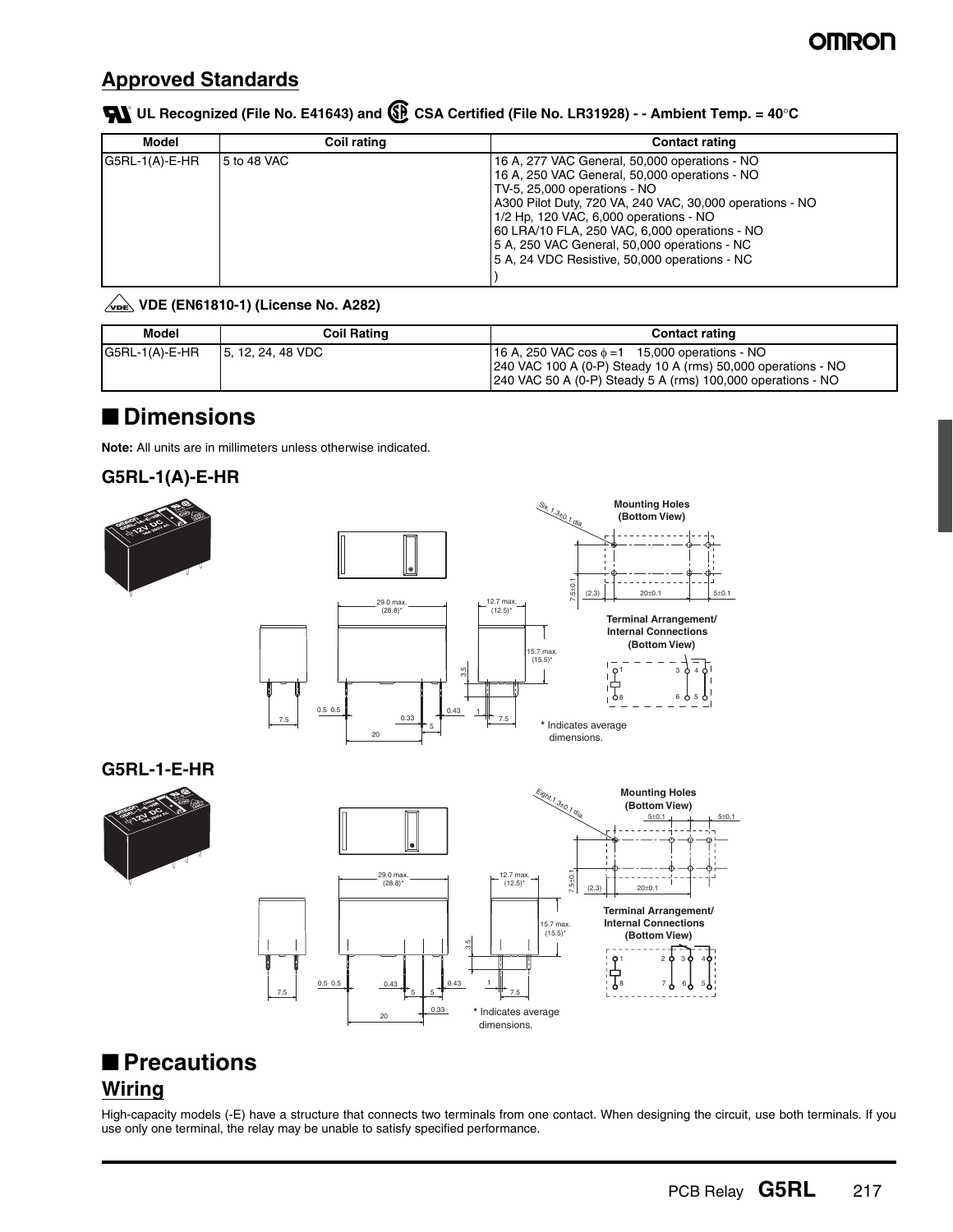## Approved Standards

**UL Recognized (File No. E41643) and CSA Certified (File No. LR31928) - - Ambient Temp. = 40°C**

| Model | Coil rating | Contact rating |
|---|---|---|
| G5RL-1(A)-E-HR | 5 to 48 VAC | 16 A, 277 VAC General, 50,000 operations - NO<br>16 A, 250 VAC General, 50,000 operations - NO<br>TV-5, 25,000 operations - NO<br>A300 Pilot Duty, 720 VA, 240 VAC, 30,000 operations - NO<br>1/2 Hp, 120 VAC, 6,000 operations - NO<br>60 LRA/10 FLA, 250 VAC, 6,000 operations - NO<br>5 A, 250 VAC General, 50,000 operations - NC<br>5 A, 24 VDC Resistive, 50,000 operations - NC<br>) |

**VDE (EN61810-1) (License No. A282)**

| Model | Coil Rating | Contact rating |
|---|---|---|
| G5RL-1(A)-E-HR | 5, 12, 24, 48 VDC | 16 A, 250 VAC cos $\phi$ =1 15,000 operations - NO<br>240 VAC 100 A (0-P) Steady 10 A (rms) 50,000 operations - NO<br>240 VAC 50 A (0-P) Steady 5 A (rms) 100,000 operations - NO |

## ■ Dimensions

**Note:** All units are in millimeters unless otherwise indicated.

### G5RL-1(A)-E-HR

Mounting Holes (Bottom View)

Six, 1.3±0.1 dia.

7.5±0.1, (2.3), 20±0.1, 5±0.1

29.0 max. (28.8)*, 12.7 max. (12.5)*, 15.7 max. (15.5)*, 3.5, 7.5, 0.5, 0.5, 0.33, 5, 0.43, 1, 7.5, 20

Terminal Arrangement/ Internal Connections (Bottom View)

\* Indicates average dimensions.

### G5RL-1-E-HR

Mounting Holes (Bottom View)

Eight, 1.3±0.1 dia.

5±0.1, 5±0.1, 7.5±0.1, (2.3), 20±0.1

29.0 max. (28.8)*, 12.7 max. (12.5)*, 15.7 max. (15.5)*, 3.5, 7.5, 0.5, 0.5, 0.43, 5, 5, 0.43, 1, 7.5, 20, 0.33

Terminal Arrangement/ Internal Connections (Bottom View)

\* Indicates average dimensions.

## ■ Precautions

### Wiring

High-capacity models (-E) have a structure that connects two terminals from one contact. When designing the circuit, use both terminals. If you use only one terminal, the relay may be unable to satisfy specified performance.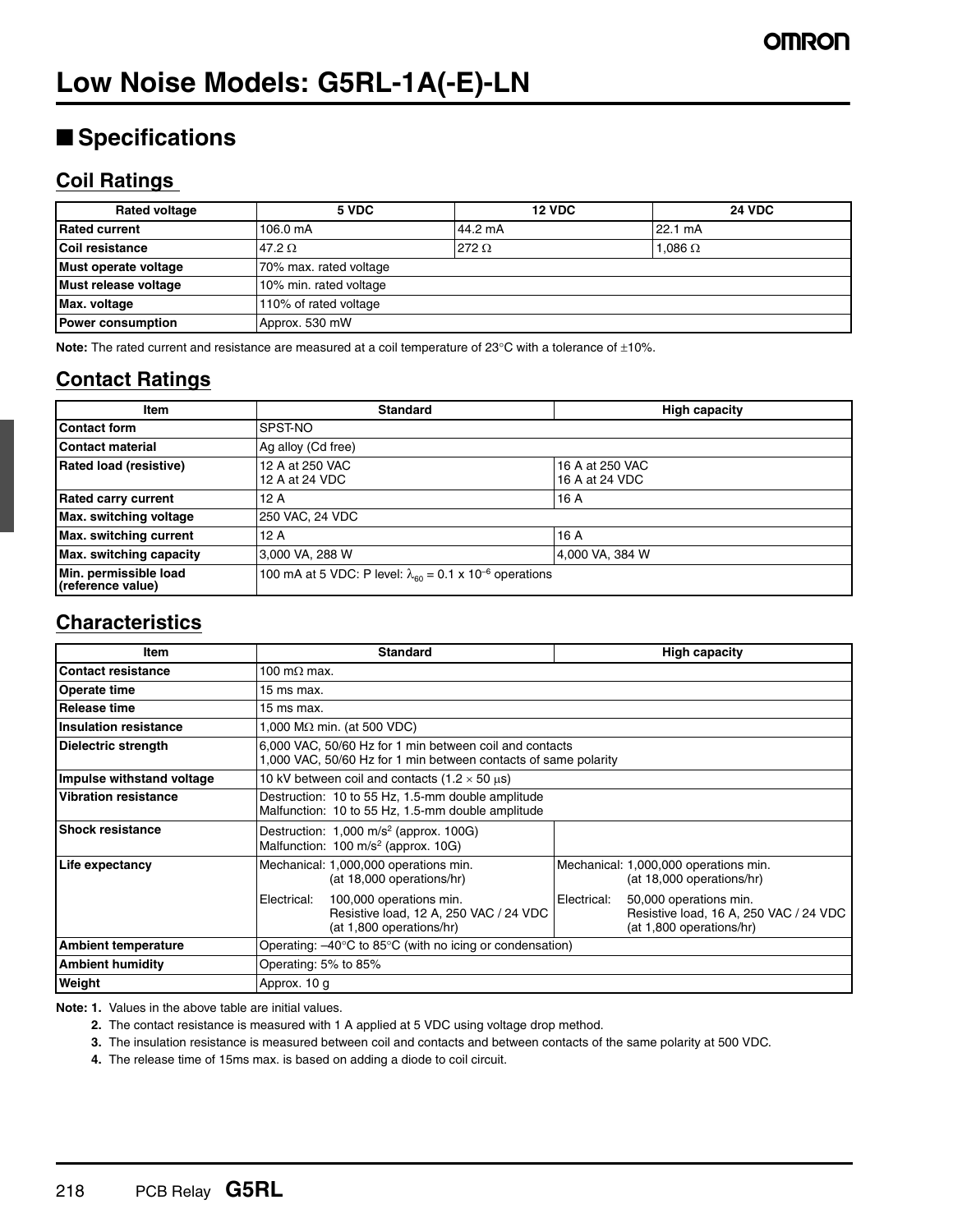# Low Noise Models: G5RL-1A(-E)-LN

## ■ Specifications

### Coil Ratings

| Rated voltage | 5 VDC | 12 VDC | 24 VDC |
|---|---|---|---|
| Rated current | 106.0 mA | 44.2 mA | 22.1 mA |
| Coil resistance | 47.2 Ω | 272 Ω | 1,086 Ω |
| Must operate voltage | 70% max. rated voltage | | |
| Must release voltage | 10% min. rated voltage | | |
| Max. voltage | 110% of rated voltage | | |
| Power consumption | Approx. 530 mW | | |

**Note:** The rated current and resistance are measured at a coil temperature of 23°C with a tolerance of ±10%.

### Contact Ratings

| Item | Standard | High capacity |
|---|---|---|
| Contact form | SPST-NO | |
| Contact material | Ag alloy (Cd free) | |
| Rated load (resistive) | 12 A at 250 VAC<br>12 A at 24 VDC | 16 A at 250 VAC<br>16 A at 24 VDC |
| Rated carry current | 12 A | 16 A |
| Max. switching voltage | 250 VAC, 24 VDC | |
| Max. switching current | 12 A | 16 A |
| Max. switching capacity | 3,000 VA, 288 W | 4,000 VA, 384 W |
| Min. permissible load (reference value) | 100 mA at 5 VDC: P level: $\lambda_{60}$ = 0.1 x $10^{-6}$ operations | |

### Characteristics

| Item | Standard | High capacity |
|---|---|---|
| Contact resistance | 100 mΩ max. | |
| Operate time | 15 ms max. | |
| Release time | 15 ms max. | |
| Insulation resistance | 1,000 MΩ min. (at 500 VDC) | |
| Dielectric strength | 6,000 VAC, 50/60 Hz for 1 min between coil and contacts<br>1,000 VAC, 50/60 Hz for 1 min between contacts of same polarity | |
| Impulse withstand voltage | 10 kV between coil and contacts (1.2 × 50 µs) | |
| Vibration resistance | Destruction: 10 to 55 Hz, 1.5-mm double amplitude<br>Malfunction: 10 to 55 Hz, 1.5-mm double amplitude | |
| Shock resistance | Destruction: 1,000 m/s² (approx. 100G)<br>Malfunction: 100 m/s² (approx. 10G) | |
| Life expectancy | Mechanical: 1,000,000 operations min. (at 18,000 operations/hr)<br>Electrical: 100,000 operations min. Resistive load, 12 A, 250 VAC / 24 VDC (at 1,800 operations/hr) | Mechanical: 1,000,000 operations min. (at 18,000 operations/hr)<br>Electrical: 50,000 operations min. Resistive load, 16 A, 250 VAC / 24 VDC (at 1,800 operations/hr) |
| Ambient temperature | Operating: –40°C to 85°C (with no icing or condensation) | |
| Ambient humidity | Operating: 5% to 85% | |
| Weight | Approx. 10 g | |

**Note: 1.** Values in the above table are initial values.

**2.** The contact resistance is measured with 1 A applied at 5 VDC using voltage drop method.

**3.** The insulation resistance is measured between coil and contacts and between contacts of the same polarity at 500 VDC.

**4.** The release time of 15ms max. is based on adding a diode to coil circuit.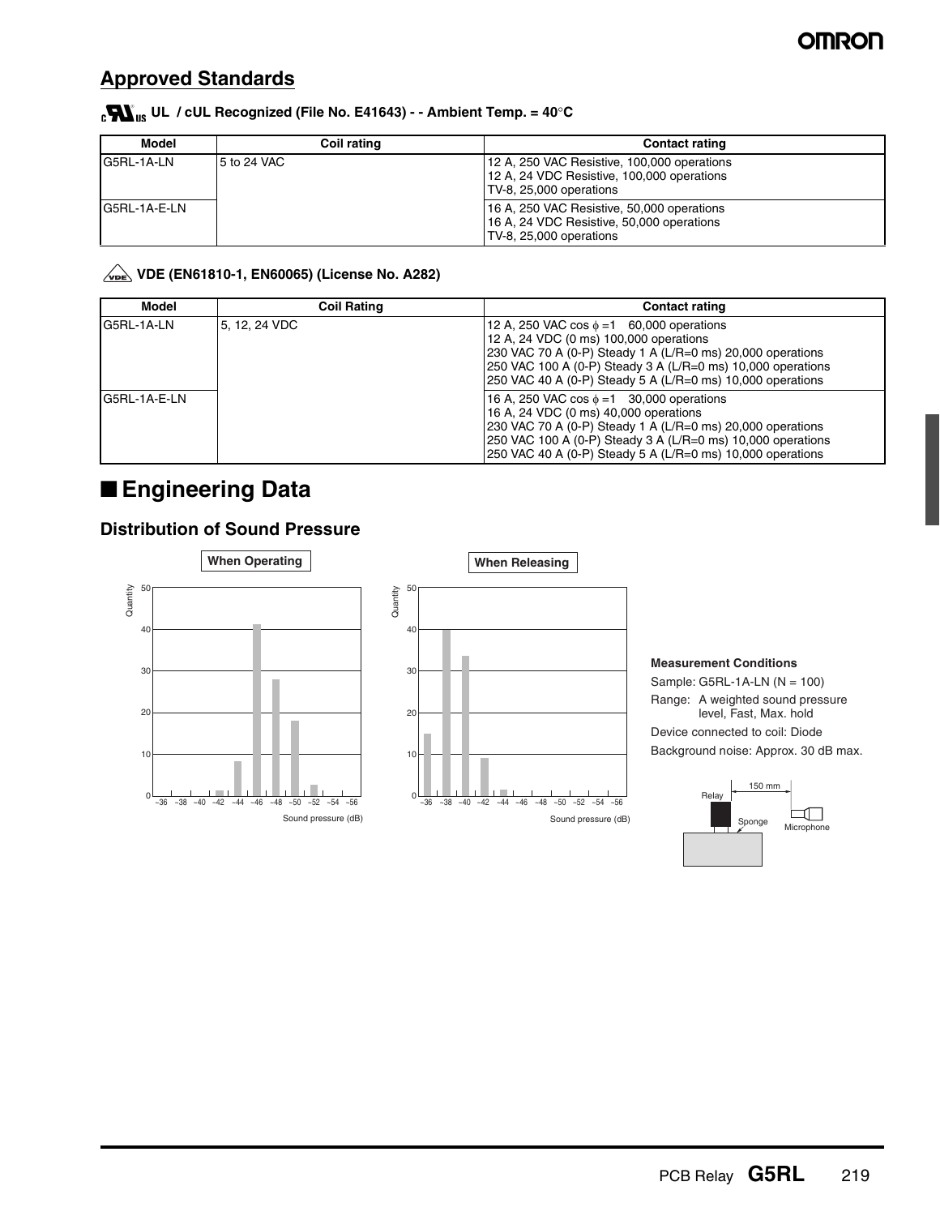## Approved Standards

**UL / cUL Recognized (File No. E41643) - - Ambient Temp. = 40°C**

| Model | Coil rating | Contact rating |
|---|---|---|
| G5RL-1A-LN | 5 to 24 VAC | 12 A, 250 VAC Resistive, 100,000 operations<br>12 A, 24 VDC Resistive, 100,000 operations<br>TV-8, 25,000 operations |
| G5RL-1A-E-LN | | 16 A, 250 VAC Resistive, 50,000 operations<br>16 A, 24 VDC Resistive, 50,000 operations<br>TV-8, 25,000 operations |

**VDE (EN61810-1, EN60065) (License No. A282)**

| Model | Coil Rating | Contact rating |
|---|---|---|
| G5RL-1A-LN | 5, 12, 24 VDC | 12 A, 250 VAC cos $\phi$ =1 60,000 operations<br>12 A, 24 VDC (0 ms) 100,000 operations<br>230 VAC 70 A (0-P) Steady 1 A (L/R=0 ms) 20,000 operations<br>250 VAC 100 A (0-P) Steady 3 A (L/R=0 ms) 10,000 operations<br>250 VAC 40 A (0-P) Steady 5 A (L/R=0 ms) 10,000 operations |
| G5RL-1A-E-LN | | 16 A, 250 VAC cos $\phi$ =1 30,000 operations<br>16 A, 24 VDC (0 ms) 40,000 operations<br>230 VAC 70 A (0-P) Steady 1 A (L/R=0 ms) 20,000 operations<br>250 VAC 100 A (0-P) Steady 3 A (L/R=0 ms) 10,000 operations<br>250 VAC 40 A (0-P) Steady 5 A (L/R=0 ms) 10,000 operations |

# ■ Engineering Data

## Distribution of Sound Pressure

**When Operating**

**When Releasing**

**Measurement Conditions**

Sample: G5RL-1A-LN (N = 100)

Range: A weighted sound pressure level, Fast, Max. hold

Device connected to coil: Diode

Background noise: Approx. 30 dB max.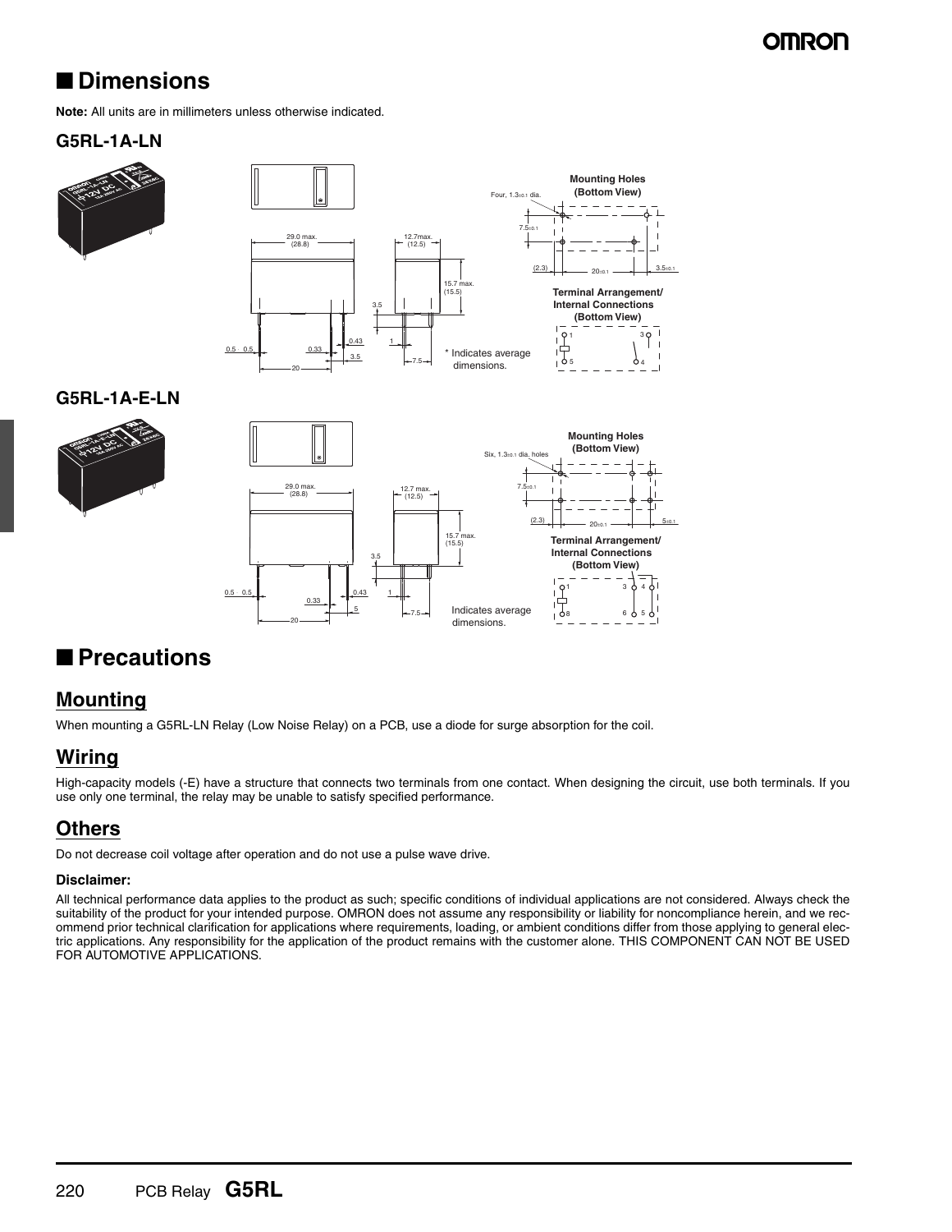# ■ Dimensions

**Note:** All units are in millimeters unless otherwise indicated.

### G5RL-1A-LN

Mounting Holes (Bottom View)

Four, 1.3±0.1 dia.

Terminal Arrangement/ Internal Connections (Bottom View)

* Indicates average dimensions.

### G5RL-1A-E-LN

Mounting Holes (Bottom View)

Six, 1.3±0.1 dia. holes

Terminal Arrangement/ Internal Connections (Bottom View)

Indicates average dimensions.

# ■ Precautions

## Mounting

When mounting a G5RL-LN Relay (Low Noise Relay) on a PCB, use a diode for surge absorption for the coil.

## Wiring

High-capacity models (-E) have a structure that connects two terminals from one contact. When designing the circuit, use both terminals. If you use only one terminal, the relay may be unable to satisfy specified performance.

## Others

Do not decrease coil voltage after operation and do not use a pulse wave drive.

**Disclaimer:**

All technical performance data applies to the product as such; specific conditions of individual applications are not considered. Always check the suitability of the product for your intended purpose. OMRON does not assume any responsibility or liability for noncompliance herein, and we recommend prior technical clarification for applications where requirements, loading, or ambient conditions differ from those applying to general electric applications. Any responsibility for the application of the product remains with the customer alone. THIS COMPONENT CAN NOT BE USED FOR AUTOMOTIVE APPLICATIONS.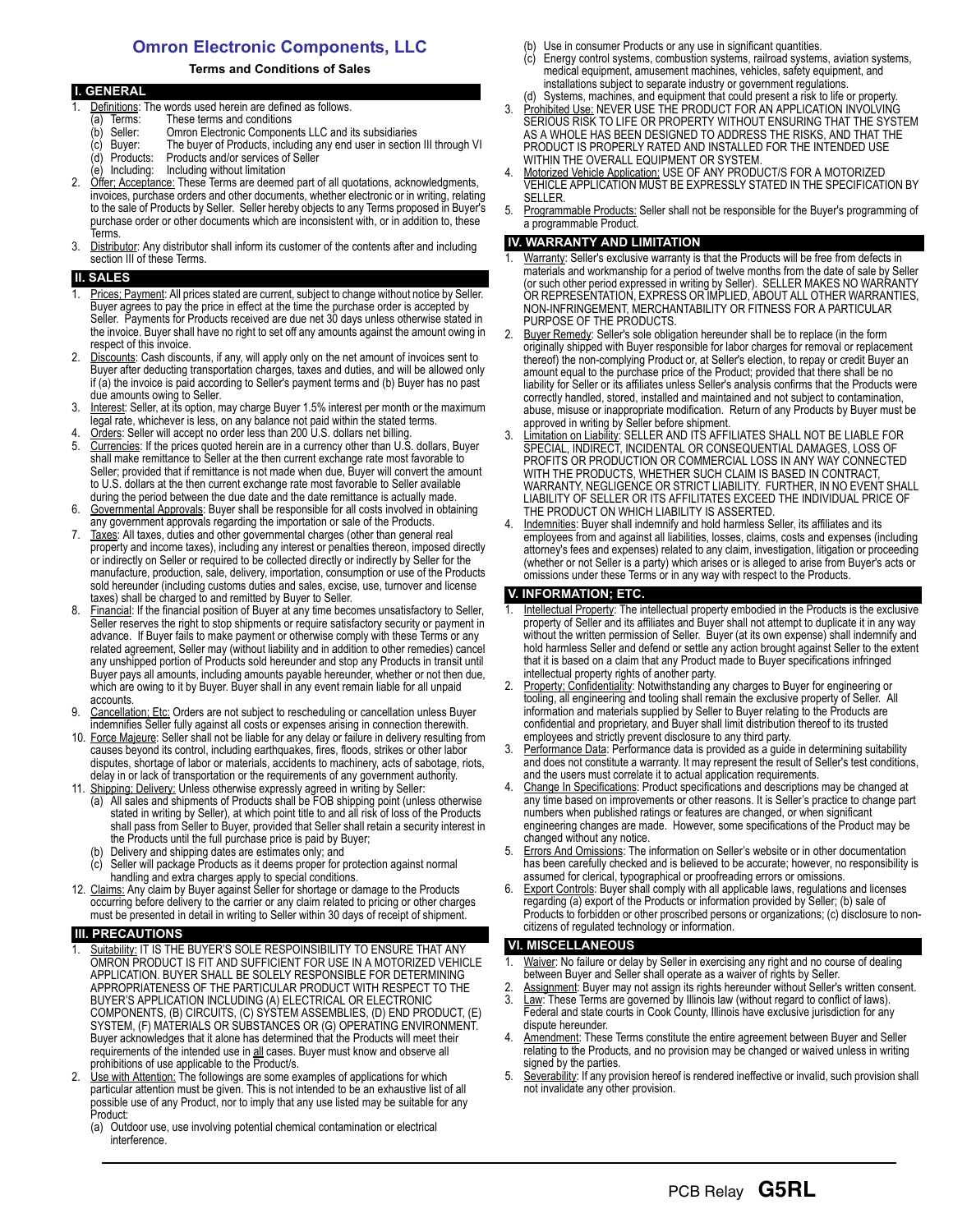# Omron Electronic Components, LLC

**Terms and Conditions of Sales**

## I. GENERAL

1. Definitions: The words used herein are defined as follows.
   - (a) Terms: These terms and conditions
   - (b) Seller: Omron Electronic Components LLC and its subsidiaries
   - (c) Buyer: The buyer of Products, including any end user in section III through VI
   - (d) Products: Products and/or services of Seller
   - (e) Including: Including without limitation
2. Offer; Acceptance: These Terms are deemed part of all quotations, acknowledgments, invoices, purchase orders and other documents, whether electronic or in writing, relating to the sale of Products by Seller. Seller hereby objects to any Terms proposed in Buyer's purchase order or other documents which are inconsistent with, or in addition to, these Terms.
3. Distributor: Any distributor shall inform its customer of the contents after and including section III of these Terms.

## II. SALES

1. Prices; Payment: All prices stated are current, subject to change without notice by Seller. Buyer agrees to pay the price in effect at the time the purchase order is accepted by Seller. Payments for Products received are due net 30 days unless otherwise stated in the invoice. Buyer shall have no right to set off any amounts against the amount owing in respect of this invoice.
2. Discounts: Cash discounts, if any, will apply only on the net amount of invoices sent to Buyer after deducting transportation charges, taxes and duties, and will be allowed only if (a) the invoice is paid according to Seller's payment terms and (b) Buyer has no past due amounts owing to Seller.
3. Interest: Seller, at its option, may charge Buyer 1.5% interest per month or the maximum legal rate, whichever is less, on any balance not paid within the stated terms.
4. Orders: Seller will accept no order less than 200 U.S. dollars net billing.
5. Currencies: If the prices quoted herein are in a currency other than U.S. dollars, Buyer shall make remittance to Seller at the then current exchange rate most favorable to Seller; provided that if remittance is not made when due, Buyer will convert the amount to U.S. dollars at the then current exchange rate most favorable to Seller available during the period between the due date and the date remittance is actually made.
6. Governmental Approvals: Buyer shall be responsible for all costs involved in obtaining any government approvals regarding the importation or sale of the Products.
7. Taxes: All taxes, duties and other governmental charges (other than general real property and income taxes), including any interest or penalties thereon, imposed directly or indirectly on Seller or required to be collected directly or indirectly by Seller for the manufacture, production, sale, delivery, importation, consumption or use of the Products sold hereunder (including customs duties and sales, excise, use, turnover and license taxes) shall be charged to and remitted by Buyer to Seller.
8. Financial: If the financial position of Buyer at any time becomes unsatisfactory to Seller, Seller reserves the right to stop shipments or require satisfactory security or payment in advance. If Buyer fails to make payment or otherwise comply with these Terms or any related agreement, Seller may (without liability and in addition to other remedies) cancel any unshipped portion of Products sold hereunder and stop any Products in transit until Buyer pays all amounts, including amounts payable hereunder, whether or not then due, which are owing to it by Buyer. Buyer shall in any event remain liable for all unpaid accounts.
9. Cancellation; Etc: Orders are not subject to rescheduling or cancellation unless Buyer indemnifies Seller fully against all costs or expenses arising in connection therewith.
10. Force Majeure: Seller shall not be liable for any delay or failure in delivery resulting from causes beyond its control, including earthquakes, fires, floods, strikes or other labor disputes, shortage of labor or materials, accidents to machinery, acts of sabotage, riots, delay in or lack of transportation or the requirements of any government authority.
11. Shipping; Delivery: Unless otherwise expressly agreed in writing by Seller:
    - (a) All sales and shipments of Products shall be FOB shipping point (unless otherwise stated in writing by Seller), at which point title to and all risk of loss of the Products shall pass from Seller to Buyer, provided that Seller shall retain a security interest in the Products until the full purchase price is paid by Buyer;
    - (b) Delivery and shipping dates are estimates only; and
    - (c) Seller will package Products as it deems proper for protection against normal handling and extra charges apply to special conditions.
12. Claims: Any claim by Buyer against Seller for shortage or damage to the Products occurring before delivery to the carrier or any claim related to pricing or other charges must be presented in detail in writing to Seller within 30 days of receipt of shipment.

## III. PRECAUTIONS

1. Suitability: IT IS THE BUYER'S SOLE RESPOINSIBILITY TO ENSURE THAT ANY OMRON PRODUCT IS FIT AND SUFFICIENT FOR USE IN A MOTORIZED VEHICLE APPLICATION. BUYER SHALL BE SOLELY RESPONSIBLE FOR DETERMINING APPROPRIATENESS OF THE PARTICULAR PRODUCT WITH RESPECT TO THE BUYER'S APPLICATION INCLUDING (A) ELECTRICAL OR ELECTRONIC COMPONENTS, (B) CIRCUITS, (C) SYSTEM ASSEMBLIES, (D) END PRODUCT, (E) SYSTEM, (F) MATERIALS OR SUBSTANCES OR (G) OPERATING ENVIRONMENT. Buyer acknowledges that it alone has determined that the Products will meet their requirements of the intended use in all cases. Buyer must know and observe all prohibitions of use applicable to the Product/s.
2. Use with Attention: The followings are some examples of applications for which particular attention must be given. This is not intended to be an exhaustive list of all possible use of any Product, nor to imply that any use listed may be suitable for any Product:
   - (a) Outdoor use, use involving potential chemical contamination or electrical interference.
   - (b) Use in consumer Products or any use in significant quantities.
   - (c) Energy control systems, combustion systems, railroad systems, aviation systems, medical equipment, amusement machines, vehicles, safety equipment, and installations subject to separate industry or government regulations.
   - (d) Systems, machines, and equipment that could present a risk to life or property.
3. Prohibited Use: NEVER USE THE PRODUCT FOR AN APPLICATION INVOLVING SERIOUS RISK TO LIFE OR PROPERTY WITHOUT ENSURING THAT THE SYSTEM AS A WHOLE HAS BEEN DESIGNED TO ADDRESS THE RISKS, AND THAT THE PRODUCT IS PROPERLY RATED AND INSTALLED FOR THE INTENDED USE WITHIN THE OVERALL EQUIPMENT OR SYSTEM.
4. Motorized Vehicle Application: USE OF ANY PRODUCT/S FOR A MOTORIZED VEHICLE APPLICATION MUST BE EXPRESSLY STATED IN THE SPECIFICATION BY SELLER.
5. Programmable Products: Seller shall not be responsible for the Buyer's programming of a programmable Product.

## IV. WARRANTY AND LIMITATION

1. Warranty: Seller's exclusive warranty is that the Products will be free from defects in materials and workmanship for a period of twelve months from the date of sale by Seller (or such other period expressed in writing by Seller). SELLER MAKES NO WARRANTY OR REPRESENTATION, EXPRESS OR IMPLIED, ABOUT ALL OTHER WARRANTIES, NON-INFRINGEMENT, MERCHANTABILITY OR FITNESS FOR A PARTICULAR PURPOSE OF THE PRODUCTS.
2. Buyer Remedy: Seller's sole obligation hereunder shall be to replace (in the form originally shipped with Buyer responsible for labor charges for removal or replacement thereof) the non-complying Product or, at Seller's election, to repay or credit Buyer an amount equal to the purchase price of the Product; provided that there shall be no liability for Seller or its affiliates unless Seller's analysis confirms that the Products were correctly handled, stored, installed and maintained and not subject to contamination, abuse, misuse or inappropriate modification. Return of any Products by Buyer must be approved in writing by Seller before shipment.
3. Limitation on Liability: SELLER AND ITS AFFILIATES SHALL NOT BE LIABLE FOR SPECIAL, INDIRECT, INCIDENTAL OR CONSEQUENTIAL DAMAGES, LOSS OF PROFITS OR PRODUCTION OR COMMERCIAL LOSS IN ANY WAY CONNECTED WITH THE PRODUCTS, WHETHER SUCH CLAIM IS BASED IN CONTRACT, WARRANTY, NEGLIGENCE OR STRICT LIABILITY. FURTHER, IN NO EVENT SHALL LIABILITY OF SELLER OR ITS AFFILIATES EXCEED THE INDIVIDUAL PRICE OF THE PRODUCT ON WHICH LIABILITY IS ASSERTED.
4. Indemnities: Buyer shall indemnify and hold harmless Seller, its affiliates and its employees from and against all liabilities, losses, claims, costs and expenses (including attorney's fees and expenses) related to any claim, investigation, litigation or proceeding (whether or not Seller is a party) which arises or is alleged to arise from Buyer's acts or omissions under these Terms or in any way with respect to the Products.

## V. INFORMATION; ETC.

1. Intellectual Property: The intellectual property embodied in the Products is the exclusive property of Seller and its affiliates and Buyer shall not attempt to duplicate it in any way without the written permission of Seller. Buyer (at its own expense) shall indemnify and hold harmless Seller and defend or settle any action brought against Seller to the extent that it is based on a claim that any Product made to Buyer specifications infringed intellectual property rights of another party.
2. Property; Confidentiality: Notwithstanding any charges to Buyer for engineering or tooling, all engineering and tooling shall remain the exclusive property of Seller. All information and materials supplied by Seller to Buyer relating to the Products are confidential and proprietary, and Buyer shall limit distribution thereof to its trusted employees and strictly prevent disclosure to any third party.
3. Performance Data: Performance data is provided as a guide in determining suitability and does not constitute a warranty. It may represent the result of Seller's test conditions, and the users must correlate it to actual application requirements.
4. Change In Specifications: Product specifications and descriptions may be changed at any time based on improvements or other reasons. It is Seller's practice to change part numbers when published ratings or features are changed, or when significant engineering changes are made. However, some specifications of the Product may be changed without any notice.
5. Errors And Omissions: The information on Seller's website or in other documentation has been carefully checked and is believed to be accurate; however, no responsibility is assumed for clerical, typographical or proofreading errors or omissions.
6. Export Controls: Buyer shall comply with all applicable laws, regulations and licenses regarding (a) export of the Products or information provided by Seller; (b) sale of Products to forbidden or other proscribed persons or organizations; (c) disclosure to non-citizens of regulated technology or information.

## VI. MISCELLANEOUS

1. Waiver: No failure or delay by Seller in exercising any right and no course of dealing between Buyer and Seller shall operate as a waiver of rights by Seller.
2. Assignment: Buyer may not assign its rights hereunder without Seller's written consent.
3. Law: These Terms are governed by Illinois law (without regard to conflict of laws). Federal and state courts in Cook County, Illinois have exclusive jurisdiction for any dispute hereunder.
4. Amendment: These Terms constitute the entire agreement between Buyer and Seller relating to the Products, and no provision may be changed or waived unless in writing signed by the parties.
5. Severability: If any provision hereof is rendered ineffective or invalid, such provision shall not invalidate any other provision.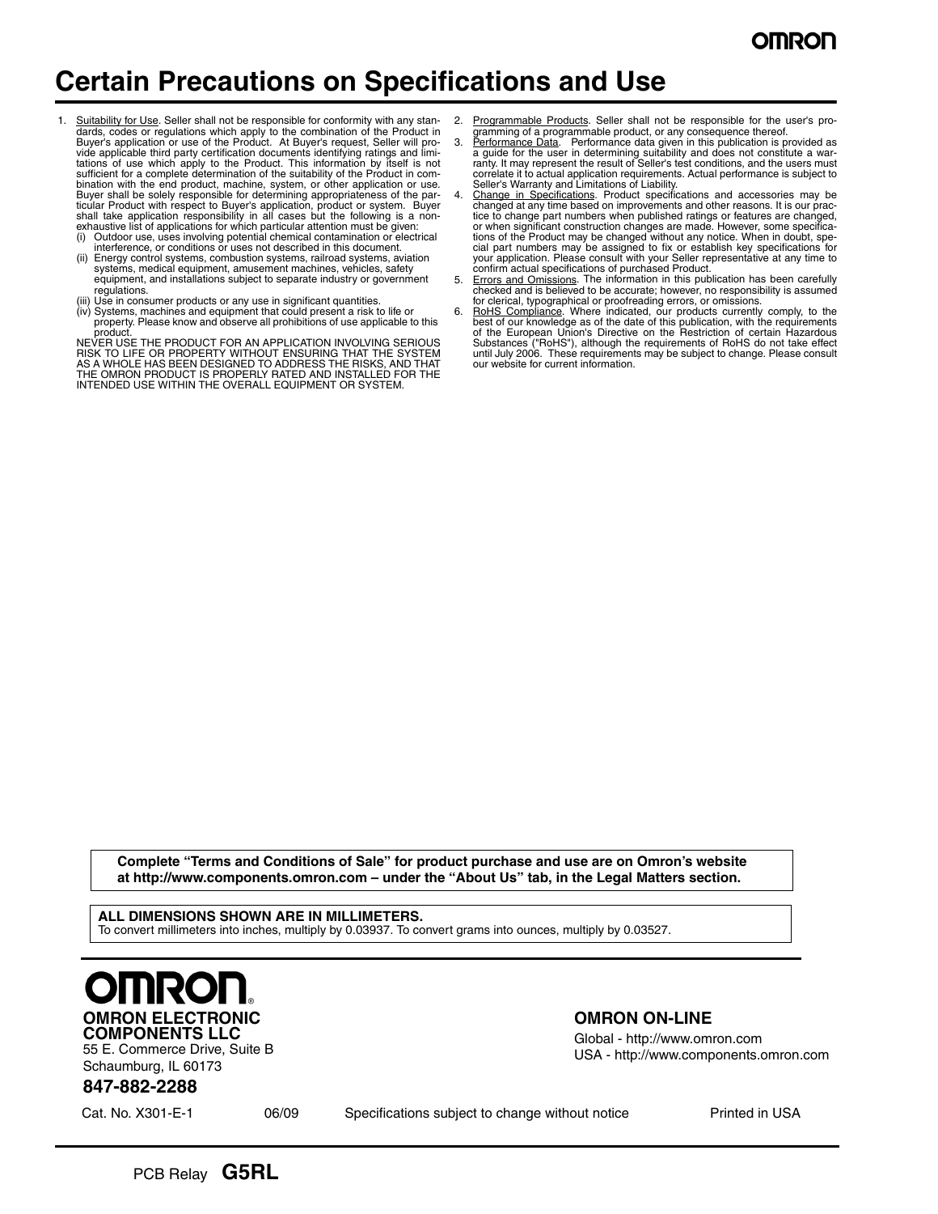# Certain Precautions on Specifications and Use

1. Suitability for Use. Seller shall not be responsible for conformity with any standards, codes or regulations which apply to the combination of the Product in Buyer's application or use of the Product. At Buyer's request, Seller will provide applicable third party certification documents identifying ratings and limitations of use which apply to the Product. This information by itself is not sufficient for a complete determination of the suitability of the Product in combination with the end product, machine, system, or other application or use. Buyer shall be solely responsible for determining appropriateness of the particular Product with respect to Buyer's application, product or system. Buyer shall take application responsibility in all cases but the following is a non-exhaustive list of applications for which particular attention must be given:
   (i) Outdoor use, uses involving potential chemical contamination or electrical interference, or conditions or uses not described in this document.
   (ii) Energy control systems, combustion systems, railroad systems, aviation systems, medical equipment, amusement machines, vehicles, safety equipment, and installations subject to separate industry or government regulations.
   (iii) Use in consumer products or any use in significant quantities.
   (iv) Systems, machines and equipment that could present a risk to life or property. Please know and observe all prohibitions of use applicable to this product.

   NEVER USE THE PRODUCT FOR AN APPLICATION INVOLVING SERIOUS RISK TO LIFE OR PROPERTY WITHOUT ENSURING THAT THE SYSTEM AS A WHOLE HAS BEEN DESIGNED TO ADDRESS THE RISKS, AND THAT THE OMRON PRODUCT IS PROPERLY RATED AND INSTALLED FOR THE INTENDED USE WITHIN THE OVERALL EQUIPMENT OR SYSTEM.
2. Programmable Products. Seller shall not be responsible for the user's programming of a programmable product, or any consequence thereof.
3. Performance Data. Performance data given in this publication is provided as a guide for the user in determining suitability and does not constitute a warranty. It may represent the result of Seller's test conditions, and the users must correlate it to actual application requirements. Actual performance is subject to Seller's Warranty and Limitations of Liability.
4. Change in Specifications. Product specifications and accessories may be changed at any time based on improvements and other reasons. It is our practice to change part numbers when published ratings or features are changed, or when significant construction changes are made. However, some specifications of the Product may be changed without any notice. When in doubt, special part numbers may be assigned to fix or establish key specifications for your application. Please consult with your Seller representative at any time to confirm actual specifications of purchased Product.
5. Errors and Omissions. The information in this publication has been carefully checked and is believed to be accurate; however, no responsibility is assumed for clerical, typographical or proofreading errors, or omissions.
6. RoHS Compliance. Where indicated, our products currently comply, to the best of our knowledge as of the date of this publication, with the requirements of the European Union's Directive on the Restriction of certain Hazardous Substances ("RoHS"), although the requirements of RoHS do not take effect until July 2006. These requirements may be subject to change. Please consult our website for current information.

**Complete "Terms and Conditions of Sale" for product purchase and use are on Omron's website at http://www.components.omron.com – under the "About Us" tab, in the Legal Matters section.**

**ALL DIMENSIONS SHOWN ARE IN MILLIMETERS.**
To convert millimeters into inches, multiply by 0.03937. To convert grams into ounces, multiply by 0.03527.

**OMRON**

**OMRON ELECTRONIC COMPONENTS LLC**
55 E. Commerce Drive, Suite B
Schaumburg, IL 60173

**847-882-2288**

**OMRON ON-LINE**
Global - http://www.omron.com
USA - http://www.components.omron.com

Cat. No. X301-E-1 06/09 Specifications subject to change without notice Printed in USA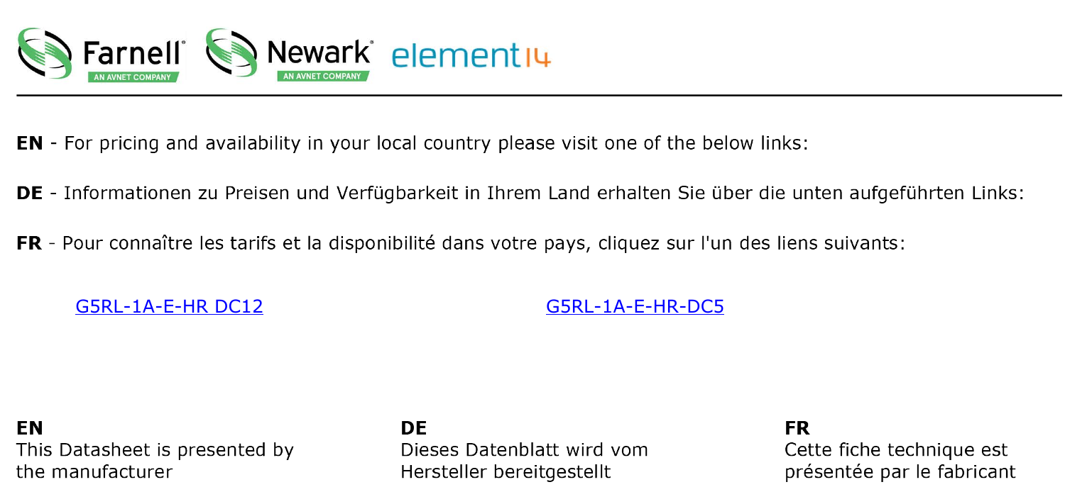Farnell AN AVNET COMPANY Newark AN AVNET COMPANY element14

**EN** - For pricing and availability in your local country please visit one of the below links:

**DE** - Informationen zu Preisen und Verfügbarkeit in Ihrem Land erhalten Sie über die unten aufgeführten Links:

**FR** - Pour connaître les tarifs et la disponibilité dans votre pays, cliquez sur l'un des liens suivants:

G5RL-1A-E-HR DC12

G5RL-1A-E-HR-DC5

**EN**
This Datasheet is presented by the manufacturer

**DE**
Dieses Datenblatt wird vom Hersteller bereitgestellt

**FR**
Cette fiche technique est présentée par le fabricant